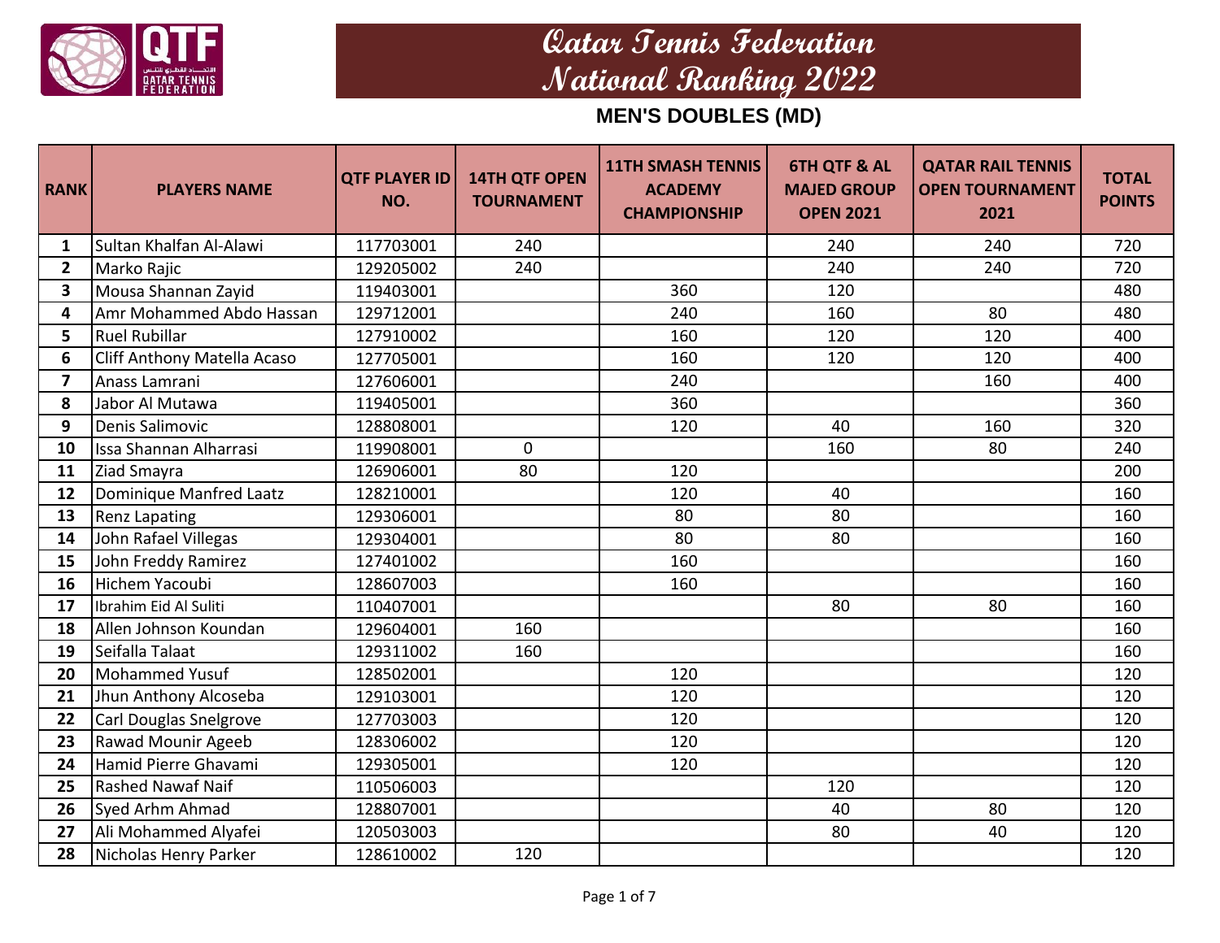# Qatar Tennis Federation
# National Ranking 2022

## MEN'S DOUBLES (MD)

| RANK | PLAYERS NAME | QTF PLAYER ID NO. | 14TH QTF OPEN TOURNAMENT | 11TH SMASH TENNIS ACADEMY CHAMPIONSHIP | 6TH QTF & AL MAJED GROUP OPEN 2021 | QATAR RAIL TENNIS OPEN TOURNAMENT 2021 | TOTAL POINTS |
|---|---|---|---|---|---|---|---|
| 1 | Sultan Khalfan Al-Alawi | 117703001 | 240 | | 240 | 240 | 720 |
| 2 | Marko Rajic | 129205002 | 240 | | 240 | 240 | 720 |
| 3 | Mousa Shannan Zayid | 119403001 | | 360 | 120 | | 480 |
| 4 | Amr Mohammed Abdo Hassan | 129712001 | | 240 | 160 | 80 | 480 |
| 5 | Ruel Rubillar | 127910002 | | 160 | 120 | 120 | 400 |
| 6 | Cliff Anthony Matella Acaso | 127705001 | | 160 | 120 | 120 | 400 |
| 7 | Anass Lamrani | 127606001 | | 240 | | 160 | 400 |
| 8 | Jabor Al Mutawa | 119405001 | | 360 | | | 360 |
| 9 | Denis Salimovic | 128808001 | | 120 | 40 | 160 | 320 |
| 10 | Issa Shannan Alharrasi | 119908001 | 0 | | 160 | 80 | 240 |
| 11 | Ziad Smayra | 126906001 | 80 | 120 | | | 200 |
| 12 | Dominique Manfred Laatz | 128210001 | | 120 | 40 | | 160 |
| 13 | Renz Lapating | 129306001 | | 80 | 80 | | 160 |
| 14 | John Rafael Villegas | 129304001 | | 80 | 80 | | 160 |
| 15 | John Freddy Ramirez | 127401002 | | 160 | | | 160 |
| 16 | Hichem Yacoubi | 128607003 | | 160 | | | 160 |
| 17 | Ibrahim Eid Al Suliti | 110407001 | | | 80 | 80 | 160 |
| 18 | Allen Johnson Koundan | 129604001 | 160 | | | | 160 |
| 19 | Seifalla Talaat | 129311002 | 160 | | | | 160 |
| 20 | Mohammed Yusuf | 128502001 | | 120 | | | 120 |
| 21 | Jhun Anthony Alcoseba | 129103001 | | 120 | | | 120 |
| 22 | Carl Douglas Snelgrove | 127703003 | | 120 | | | 120 |
| 23 | Rawad Mounir Ageeb | 128306002 | | 120 | | | 120 |
| 24 | Hamid Pierre Ghavami | 129305001 | | 120 | | | 120 |
| 25 | Rashed Nawaf Naif | 110506003 | | | 120 | | 120 |
| 26 | Syed Arhm Ahmad | 128807001 | | | 40 | 80 | 120 |
| 27 | Ali Mohammed Alyafei | 120503003 | | | 80 | 40 | 120 |
| 28 | Nicholas Henry Parker | 128610002 | 120 | | | | 120 |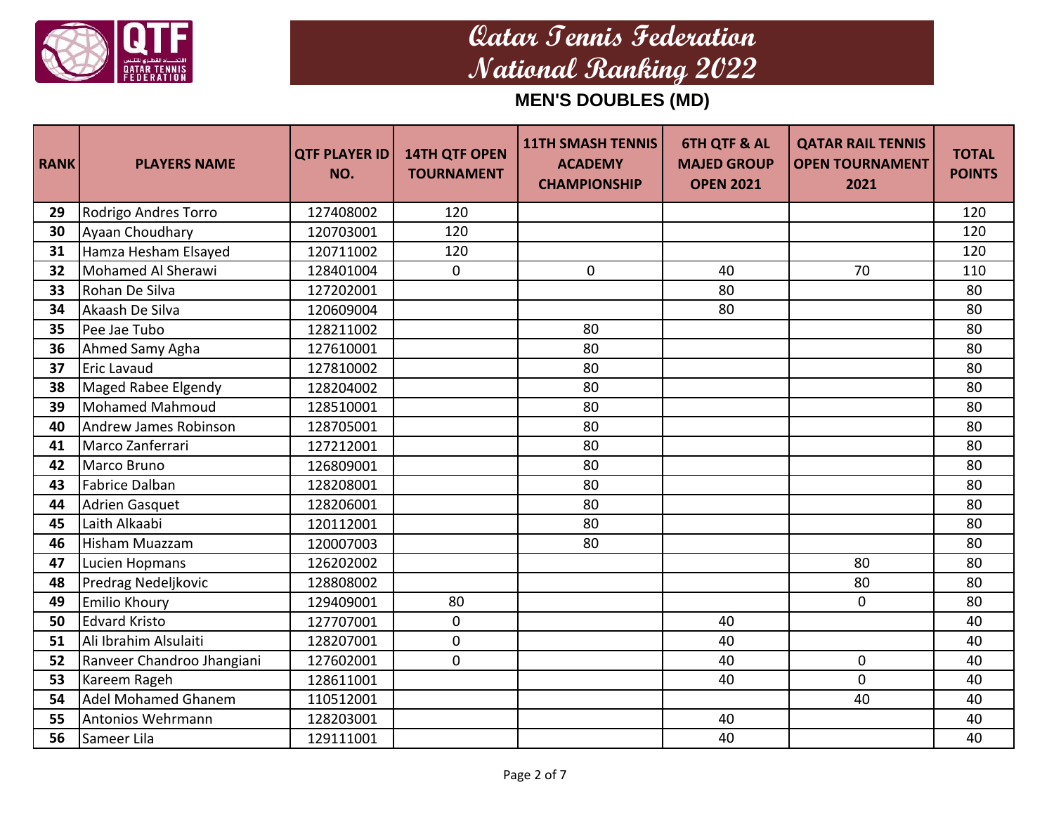# Qatar Tennis Federation
# National Ranking 2022

## MEN'S DOUBLES (MD)

| RANK | PLAYERS NAME | QTF PLAYER ID NO. | 14TH QTF OPEN TOURNAMENT | 11TH SMASH TENNIS ACADEMY CHAMPIONSHIP | 6TH QTF & AL MAJED GROUP OPEN 2021 | QATAR RAIL TENNIS OPEN TOURNAMENT 2021 | TOTAL POINTS |
|---|---|---|---|---|---|---|---|
| 29 | Rodrigo Andres Torro | 127408002 | 120 | | | | 120 |
| 30 | Ayaan Choudhary | 120703001 | 120 | | | | 120 |
| 31 | Hamza Hesham Elsayed | 120711002 | 120 | | | | 120 |
| 32 | Mohamed Al Sherawi | 128401004 | 0 | 0 | 40 | 70 | 110 |
| 33 | Rohan De Silva | 127202001 | | | 80 | | 80 |
| 34 | Akaash De Silva | 120609004 | | | 80 | | 80 |
| 35 | Pee Jae Tubo | 128211002 | | 80 | | | 80 |
| 36 | Ahmed Samy Agha | 127610001 | | 80 | | | 80 |
| 37 | Eric Lavaud | 127810002 | | 80 | | | 80 |
| 38 | Maged Rabee Elgendy | 128204002 | | 80 | | | 80 |
| 39 | Mohamed Mahmoud | 128510001 | | 80 | | | 80 |
| 40 | Andrew James Robinson | 128705001 | | 80 | | | 80 |
| 41 | Marco Zanferrari | 127212001 | | 80 | | | 80 |
| 42 | Marco Bruno | 126809001 | | 80 | | | 80 |
| 43 | Fabrice Dalban | 128208001 | | 80 | | | 80 |
| 44 | Adrien Gasquet | 128206001 | | 80 | | | 80 |
| 45 | Laith Alkaabi | 120112001 | | 80 | | | 80 |
| 46 | Hisham Muazzam | 120007003 | | 80 | | | 80 |
| 47 | Lucien Hopmans | 126202002 | | | | 80 | 80 |
| 48 | Predrag Nedeljkovic | 128808002 | | | | 80 | 80 |
| 49 | Emilio Khoury | 129409001 | 80 | | | 0 | 80 |
| 50 | Edvard Kristo | 127707001 | 0 | | 40 | | 40 |
| 51 | Ali Ibrahim Alsulaiti | 128207001 | 0 | | 40 | | 40 |
| 52 | Ranveer Chandroo Jhangiani | 127602001 | 0 | | 40 | 0 | 40 |
| 53 | Kareem Rageh | 128611001 | | | 40 | 0 | 40 |
| 54 | Adel Mohamed Ghanem | 110512001 | | | | 40 | 40 |
| 55 | Antonios Wehrmann | 128203001 | | | 40 | | 40 |
| 56 | Sameer Lila | 129111001 | | | 40 | | 40 |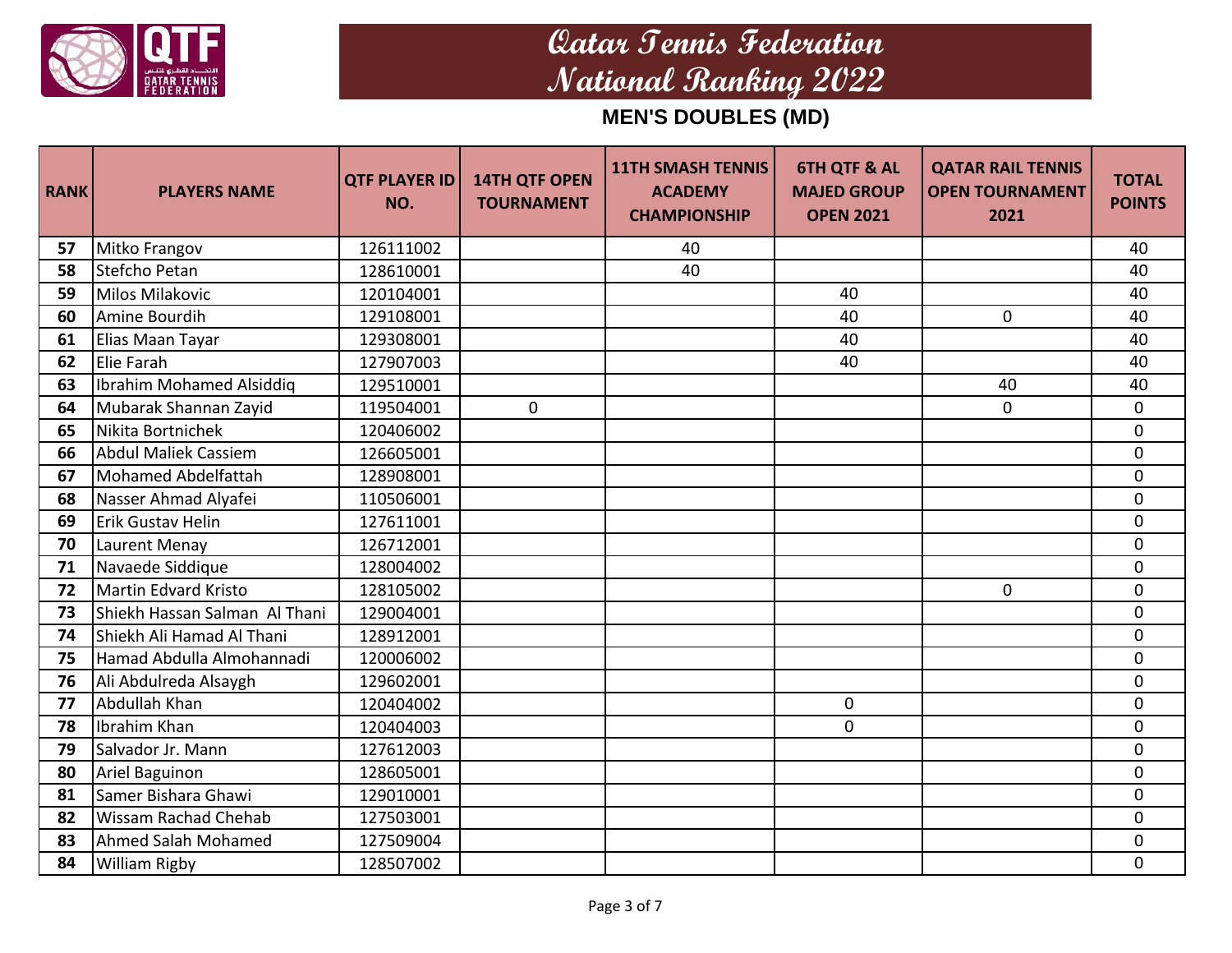# Qatar Tennis Federation
# National Ranking 2022

## MEN'S DOUBLES (MD)

| RANK | PLAYERS NAME | QTF PLAYER ID NO. | 14TH QTF OPEN TOURNAMENT | 11TH SMASH TENNIS ACADEMY CHAMPIONSHIP | 6TH QTF & AL MAJED GROUP OPEN 2021 | QATAR RAIL TENNIS OPEN TOURNAMENT 2021 | TOTAL POINTS |
|---|---|---|---|---|---|---|---|
| 57 | Mitko Frangov | 126111002 | | 40 | | | 40 |
| 58 | Stefcho Petan | 128610001 | | 40 | | | 40 |
| 59 | Milos Milakovic | 120104001 | | | 40 | | 40 |
| 60 | Amine Bourdih | 129108001 | | | 40 | 0 | 40 |
| 61 | Elias Maan Tayar | 129308001 | | | 40 | | 40 |
| 62 | Elie Farah | 127907003 | | | 40 | | 40 |
| 63 | Ibrahim Mohamed Alsiddiq | 129510001 | | | | 40 | 40 |
| 64 | Mubarak Shannan Zayid | 119504001 | 0 | | | 0 | 0 |
| 65 | Nikita Bortnichek | 120406002 | | | | | 0 |
| 66 | Abdul Maliek Cassiem | 126605001 | | | | | 0 |
| 67 | Mohamed Abdelfattah | 128908001 | | | | | 0 |
| 68 | Nasser Ahmad Alyafei | 110506001 | | | | | 0 |
| 69 | Erik Gustav Helin | 127611001 | | | | | 0 |
| 70 | Laurent Menay | 126712001 | | | | | 0 |
| 71 | Navaede Siddique | 128004002 | | | | | 0 |
| 72 | Martin Edvard Kristo | 128105002 | | | | 0 | 0 |
| 73 | Shiekh Hassan Salman Al Thani | 129004001 | | | | | 0 |
| 74 | Shiekh Ali Hamad Al Thani | 128912001 | | | | | 0 |
| 75 | Hamad Abdulla Almohannadi | 120006002 | | | | | 0 |
| 76 | Ali Abdulreda Alsaygh | 129602001 | | | | | 0 |
| 77 | Abdullah Khan | 120404002 | | | 0 | | 0 |
| 78 | Ibrahim Khan | 120404003 | | | 0 | | 0 |
| 79 | Salvador Jr. Mann | 127612003 | | | | | 0 |
| 80 | Ariel Baguinon | 128605001 | | | | | 0 |
| 81 | Samer Bishara Ghawi | 129010001 | | | | | 0 |
| 82 | Wissam Rachad Chehab | 127503001 | | | | | 0 |
| 83 | Ahmed Salah Mohamed | 127509004 | | | | | 0 |
| 84 | William Rigby | 128507002 | | | | | 0 |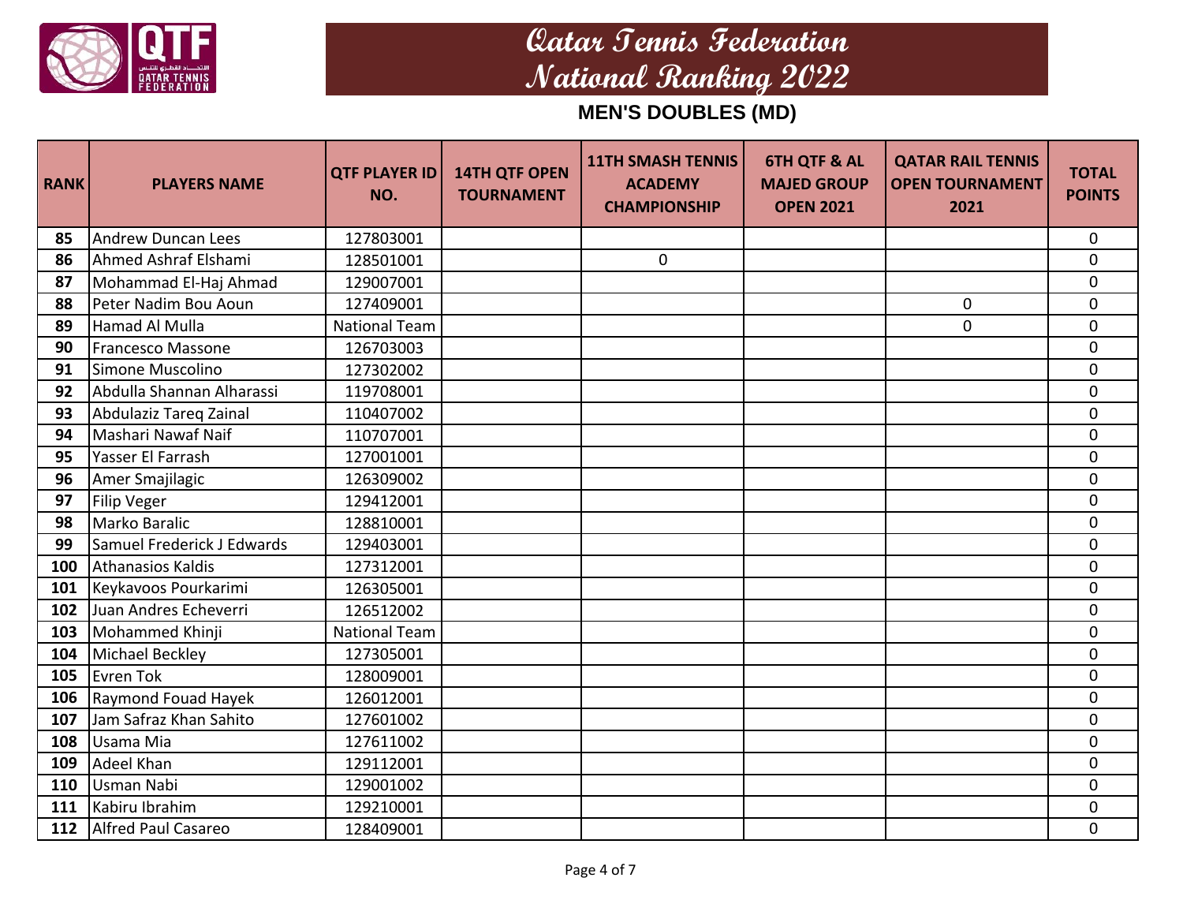# Qatar Tennis Federation
# National Ranking 2022

## MEN'S DOUBLES (MD)

| RANK | PLAYERS NAME | QTF PLAYER ID NO. | 14TH QTF OPEN TOURNAMENT | 11TH SMASH TENNIS ACADEMY CHAMPIONSHIP | 6TH QTF & AL MAJED GROUP OPEN 2021 | QATAR RAIL TENNIS OPEN TOURNAMENT 2021 | TOTAL POINTS |
|---|---|---|---|---|---|---|---|
| 85 | Andrew Duncan Lees | 127803001 | | | | | 0 |
| 86 | Ahmed Ashraf Elshami | 128501001 | | 0 | | | 0 |
| 87 | Mohammad El-Haj Ahmad | 129007001 | | | | | 0 |
| 88 | Peter Nadim Bou Aoun | 127409001 | | | | 0 | 0 |
| 89 | Hamad Al Mulla | National Team | | | | 0 | 0 |
| 90 | Francesco Massone | 126703003 | | | | | 0 |
| 91 | Simone Muscolino | 127302002 | | | | | 0 |
| 92 | Abdulla Shannan Alharassi | 119708001 | | | | | 0 |
| 93 | Abdulaziz Tareq Zainal | 110407002 | | | | | 0 |
| 94 | Mashari Nawaf Naif | 110707001 | | | | | 0 |
| 95 | Yasser El Farrash | 127001001 | | | | | 0 |
| 96 | Amer Smajilagic | 126309002 | | | | | 0 |
| 97 | Filip Veger | 129412001 | | | | | 0 |
| 98 | Marko Baralic | 128810001 | | | | | 0 |
| 99 | Samuel Frederick J Edwards | 129403001 | | | | | 0 |
| 100 | Athanasios Kaldis | 127312001 | | | | | 0 |
| 101 | Keykavoos Pourkarimi | 126305001 | | | | | 0 |
| 102 | Juan Andres Echeverri | 126512002 | | | | | 0 |
| 103 | Mohammed Khinji | National Team | | | | | 0 |
| 104 | Michael Beckley | 127305001 | | | | | 0 |
| 105 | Evren Tok | 128009001 | | | | | 0 |
| 106 | Raymond Fouad Hayek | 126012001 | | | | | 0 |
| 107 | Jam Safraz Khan Sahito | 127601002 | | | | | 0 |
| 108 | Usama Mia | 127611002 | | | | | 0 |
| 109 | Adeel Khan | 129112001 | | | | | 0 |
| 110 | Usman Nabi | 129001002 | | | | | 0 |
| 111 | Kabiru Ibrahim | 129210001 | | | | | 0 |
| 112 | Alfred Paul Casareo | 128409001 | | | | | 0 |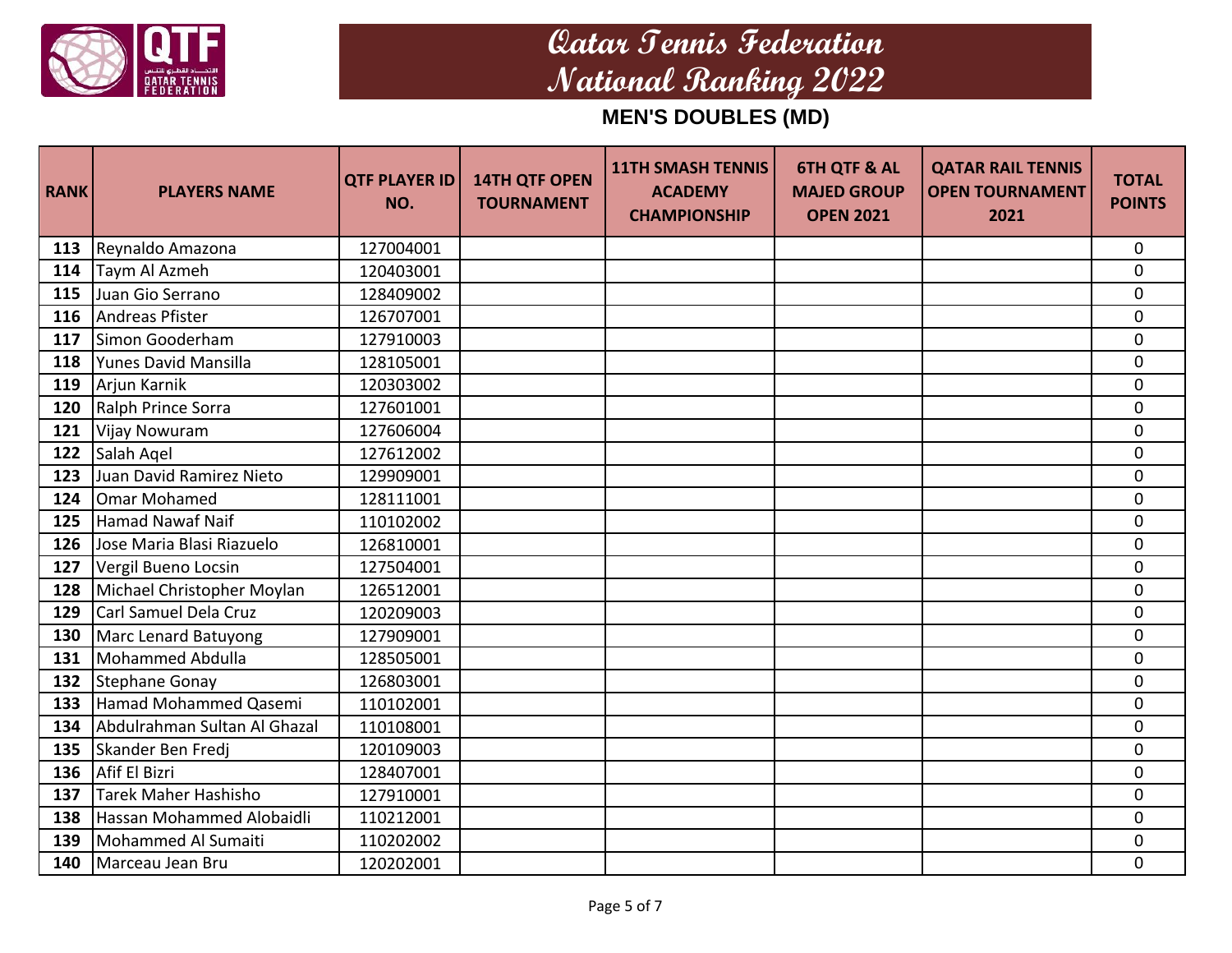# Qatar Tennis Federation National Ranking 2022

## MEN'S DOUBLES (MD)

| RANK | PLAYERS NAME | QTF PLAYER ID NO. | 14TH QTF OPEN TOURNAMENT | 11TH SMASH TENNIS ACADEMY CHAMPIONSHIP | 6TH QTF & AL MAJED GROUP OPEN 2021 | QATAR RAIL TENNIS OPEN TOURNAMENT 2021 | TOTAL POINTS |
|---|---|---|---|---|---|---|---|
| 113 | Reynaldo Amazona | 127004001 | | | | | 0 |
| 114 | Taym Al Azmeh | 120403001 | | | | | 0 |
| 115 | Juan Gio Serrano | 128409002 | | | | | 0 |
| 116 | Andreas Pfister | 126707001 | | | | | 0 |
| 117 | Simon Gooderham | 127910003 | | | | | 0 |
| 118 | Yunes David Mansilla | 128105001 | | | | | 0 |
| 119 | Arjun Karnik | 120303002 | | | | | 0 |
| 120 | Ralph Prince Sorra | 127601001 | | | | | 0 |
| 121 | Vijay Nowuram | 127606004 | | | | | 0 |
| 122 | Salah Aqel | 127612002 | | | | | 0 |
| 123 | Juan David Ramirez Nieto | 129909001 | | | | | 0 |
| 124 | Omar Mohamed | 128111001 | | | | | 0 |
| 125 | Hamad Nawaf Naif | 110102002 | | | | | 0 |
| 126 | Jose Maria Blasi Riazuelo | 126810001 | | | | | 0 |
| 127 | Vergil Bueno Locsin | 127504001 | | | | | 0 |
| 128 | Michael Christopher Moylan | 126512001 | | | | | 0 |
| 129 | Carl Samuel Dela Cruz | 120209003 | | | | | 0 |
| 130 | Marc Lenard Batuyong | 127909001 | | | | | 0 |
| 131 | Mohammed Abdulla | 128505001 | | | | | 0 |
| 132 | Stephane Gonay | 126803001 | | | | | 0 |
| 133 | Hamad Mohammed Qasemi | 110102001 | | | | | 0 |
| 134 | Abdulrahman Sultan Al Ghazal | 110108001 | | | | | 0 |
| 135 | Skander Ben Fredj | 120109003 | | | | | 0 |
| 136 | Afif El Bizri | 128407001 | | | | | 0 |
| 137 | Tarek Maher Hashisho | 127910001 | | | | | 0 |
| 138 | Hassan Mohammed Alobaidli | 110212001 | | | | | 0 |
| 139 | Mohammed Al Sumaiti | 110202002 | | | | | 0 |
| 140 | Marceau Jean Bru | 120202001 | | | | | 0 |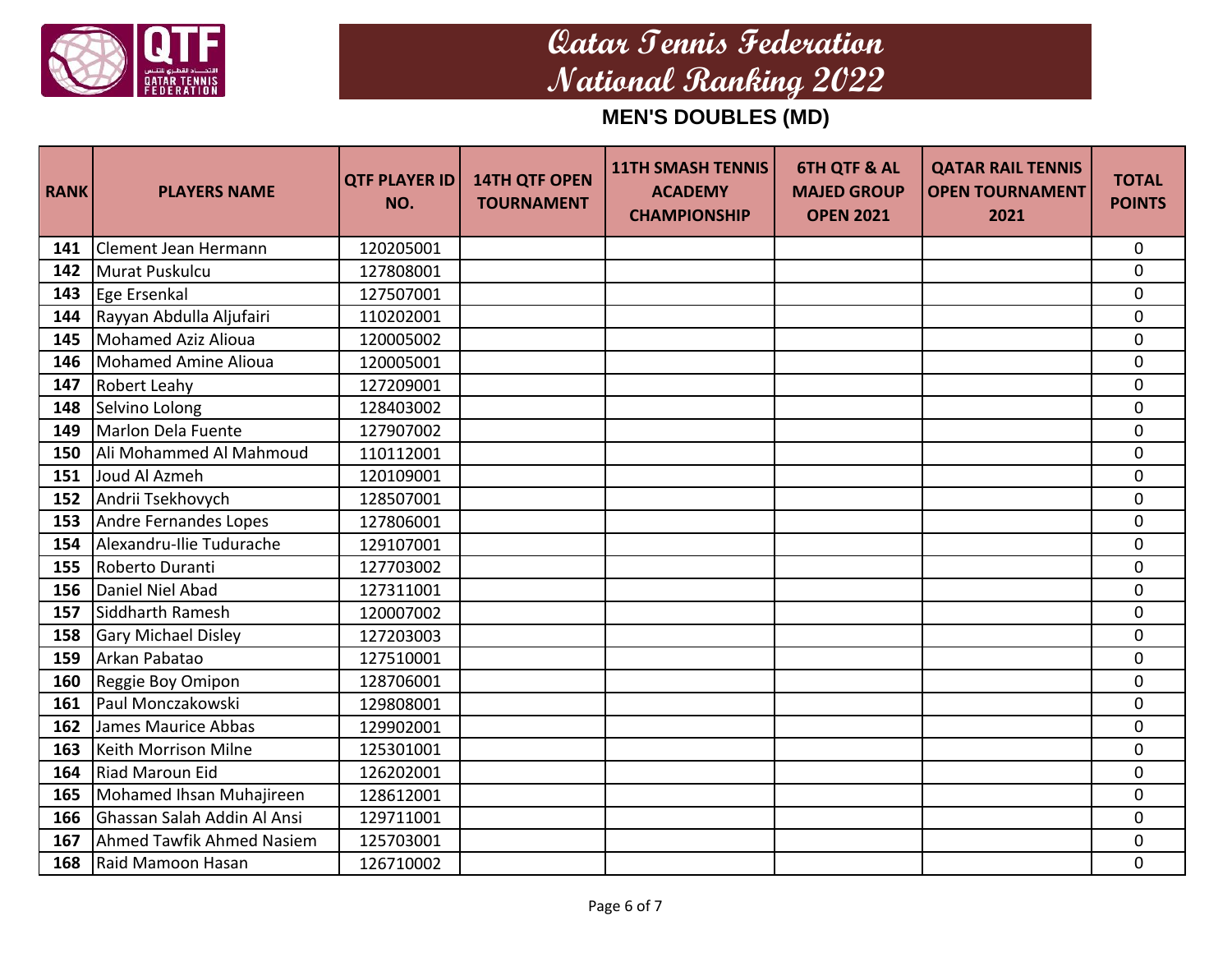# Qatar Tennis Federation National Ranking 2022

## MEN'S DOUBLES (MD)

| RANK | PLAYERS NAME | QTF PLAYER ID NO. | 14TH QTF OPEN TOURNAMENT | 11TH SMASH TENNIS ACADEMY CHAMPIONSHIP | 6TH QTF & AL MAJED GROUP OPEN 2021 | QATAR RAIL TENNIS OPEN TOURNAMENT 2021 | TOTAL POINTS |
|---|---|---|---|---|---|---|---|
| 141 | Clement Jean Hermann | 120205001 | | | | | 0 |
| 142 | Murat Puskulcu | 127808001 | | | | | 0 |
| 143 | Ege Ersenkal | 127507001 | | | | | 0 |
| 144 | Rayyan Abdulla Aljufairi | 110202001 | | | | | 0 |
| 145 | Mohamed Aziz Alioua | 120005002 | | | | | 0 |
| 146 | Mohamed Amine Alioua | 120005001 | | | | | 0 |
| 147 | Robert Leahy | 127209001 | | | | | 0 |
| 148 | Selvino Lolong | 128403002 | | | | | 0 |
| 149 | Marlon Dela Fuente | 127907002 | | | | | 0 |
| 150 | Ali Mohammed Al Mahmoud | 110112001 | | | | | 0 |
| 151 | Joud Al Azmeh | 120109001 | | | | | 0 |
| 152 | Andrii Tsekhovych | 128507001 | | | | | 0 |
| 153 | Andre Fernandes Lopes | 127806001 | | | | | 0 |
| 154 | Alexandru-Ilie Tudurache | 129107001 | | | | | 0 |
| 155 | Roberto Duranti | 127703002 | | | | | 0 |
| 156 | Daniel Niel Abad | 127311001 | | | | | 0 |
| 157 | Siddharth Ramesh | 120007002 | | | | | 0 |
| 158 | Gary Michael Disley | 127203003 | | | | | 0 |
| 159 | Arkan Pabatao | 127510001 | | | | | 0 |
| 160 | Reggie Boy Omipon | 128706001 | | | | | 0 |
| 161 | Paul Monczakowski | 129808001 | | | | | 0 |
| 162 | James Maurice Abbas | 129902001 | | | | | 0 |
| 163 | Keith Morrison Milne | 125301001 | | | | | 0 |
| 164 | Riad Maroun Eid | 126202001 | | | | | 0 |
| 165 | Mohamed Ihsan Muhajireen | 128612001 | | | | | 0 |
| 166 | Ghassan Salah Addin Al Ansi | 129711001 | | | | | 0 |
| 167 | Ahmed Tawfik Ahmed Nasiem | 125703001 | | | | | 0 |
| 168 | Raid Mamoon Hasan | 126710002 | | | | | 0 |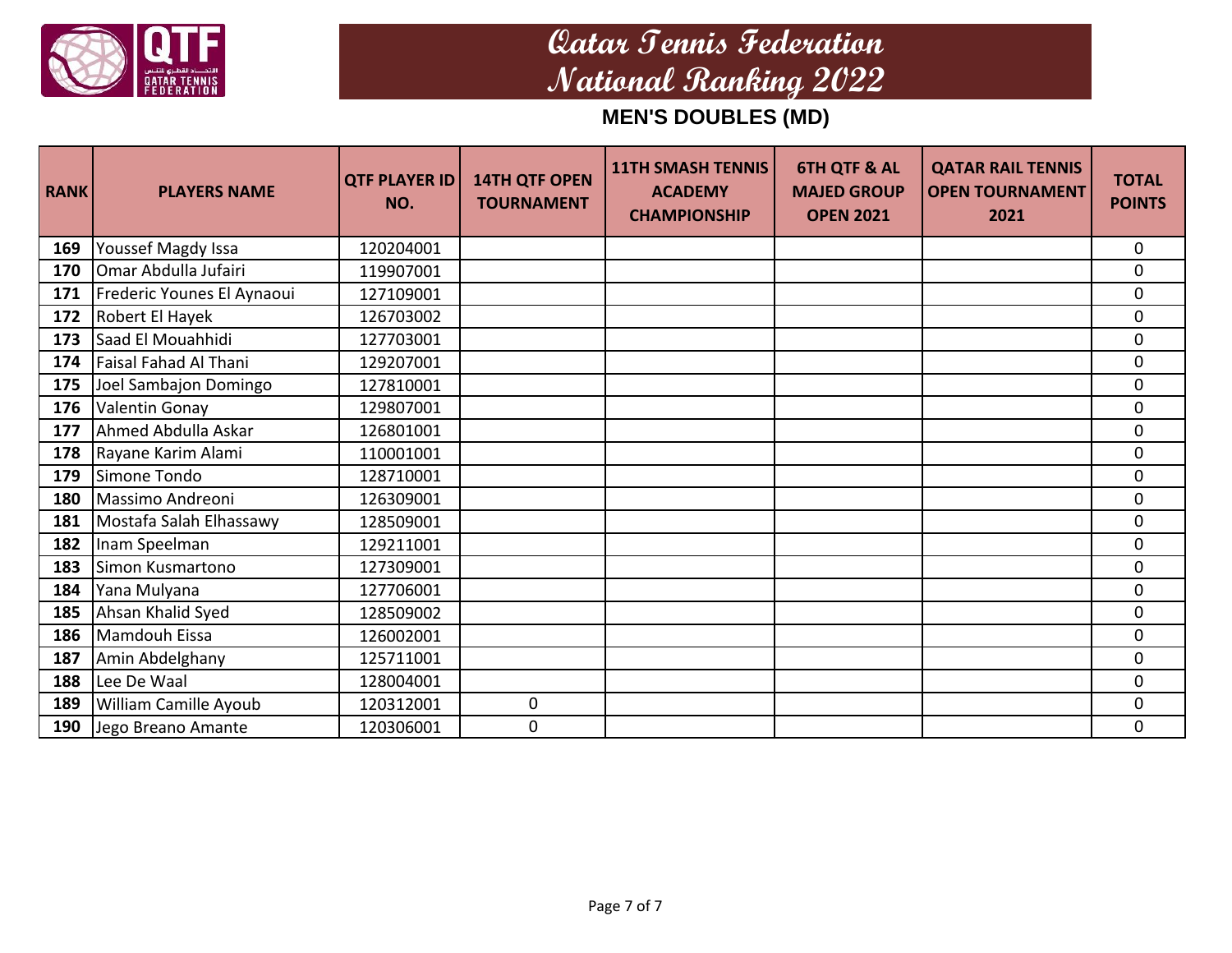# Qatar Tennis Federation
# National Ranking 2022

## MEN'S DOUBLES (MD)

| RANK | PLAYERS NAME | QTF PLAYER ID NO. | 14TH QTF OPEN TOURNAMENT | 11TH SMASH TENNIS ACADEMY CHAMPIONSHIP | 6TH QTF & AL MAJED GROUP OPEN 2021 | QATAR RAIL TENNIS OPEN TOURNAMENT 2021 | TOTAL POINTS |
|---|---|---|---|---|---|---|---|
| 169 | Youssef Magdy Issa | 120204001 | | | | | 0 |
| 170 | Omar Abdulla Jufairi | 119907001 | | | | | 0 |
| 171 | Frederic Younes El Aynaoui | 127109001 | | | | | 0 |
| 172 | Robert El Hayek | 126703002 | | | | | 0 |
| 173 | Saad El Mouahhidi | 127703001 | | | | | 0 |
| 174 | Faisal Fahad Al Thani | 129207001 | | | | | 0 |
| 175 | Joel Sambajon Domingo | 127810001 | | | | | 0 |
| 176 | Valentin Gonay | 129807001 | | | | | 0 |
| 177 | Ahmed Abdulla Askar | 126801001 | | | | | 0 |
| 178 | Rayane Karim Alami | 110001001 | | | | | 0 |
| 179 | Simone Tondo | 128710001 | | | | | 0 |
| 180 | Massimo Andreoni | 126309001 | | | | | 0 |
| 181 | Mostafa Salah Elhassawy | 128509001 | | | | | 0 |
| 182 | Inam Speelman | 129211001 | | | | | 0 |
| 183 | Simon Kusmartono | 127309001 | | | | | 0 |
| 184 | Yana Mulyana | 127706001 | | | | | 0 |
| 185 | Ahsan Khalid Syed | 128509002 | | | | | 0 |
| 186 | Mamdouh Eissa | 126002001 | | | | | 0 |
| 187 | Amin Abdelghany | 125711001 | | | | | 0 |
| 188 | Lee De Waal | 128004001 | | | | | 0 |
| 189 | William Camille Ayoub | 120312001 | 0 | | | | 0 |
| 190 | Jego Breano Amante | 120306001 | 0 | | | | 0 |